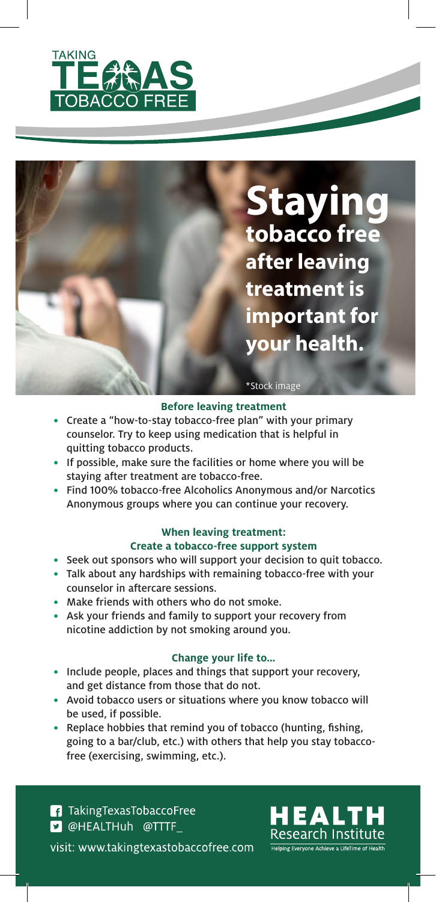TAKING TEXAS TOBACCO FREE

# Staying tobacco free after leaving treatment is important for your health.

\*Stock image

### Before leaving treatment

- Create a "how-to-stay tobacco-free plan" with your primary counselor. Try to keep using medication that is helpful in quitting tobacco products.
- If possible, make sure the facilities or home where you will be staying after treatment are tobacco-free.
- Find 100% tobacco-free Alcoholics Anonymous and/or Narcotics Anonymous groups where you can continue your recovery.

### When leaving treatment: Create a tobacco-free support system

- Seek out sponsors who will support your decision to quit tobacco.
- Talk about any hardships with remaining tobacco-free with your counselor in aftercare sessions.
- Make friends with others who do not smoke.
- Ask your friends and family to support your recovery from nicotine addiction by not smoking around you.

### Change your life to...

- Include people, places and things that support your recovery, and get distance from those that do not.
- Avoid tobacco users or situations where you know tobacco will be used, if possible.
- Replace hobbies that remind you of tobacco (hunting, fishing, going to a bar/club, etc.) with others that help you stay tobacco-free (exercising, swimming, etc.).

TakingTexasTobaccoFree
@HEALTHuh @TTTF_

visit: www.takingtexastobaccofree.com

HEALTH Research Institute
Helping Everyone Achieve a LifeTime of Health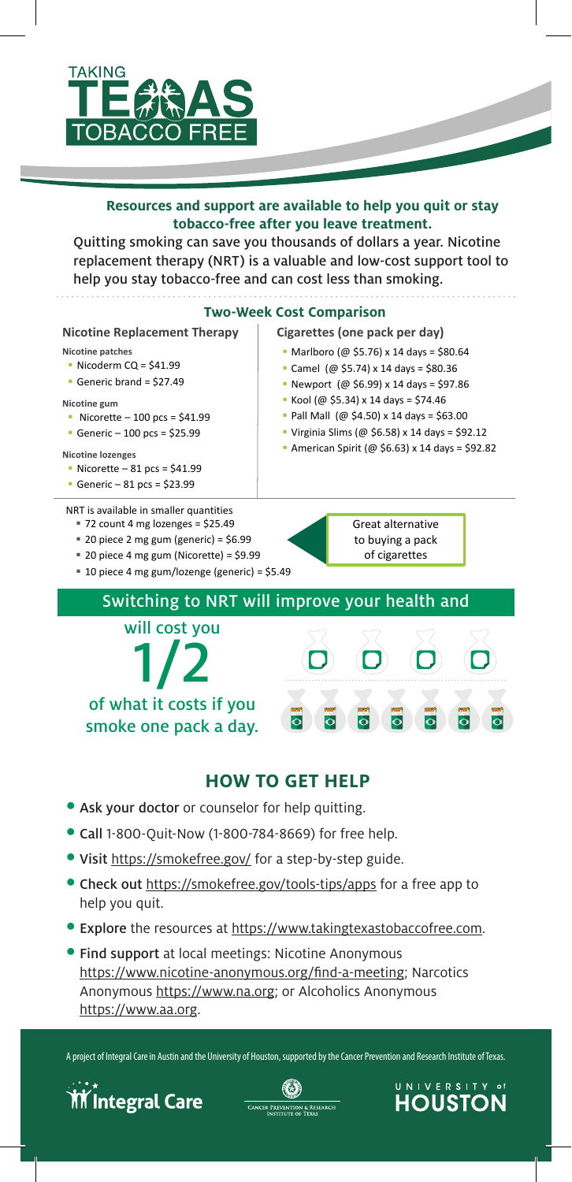# TAKING TEXAS TOBACCO FREE

**Resources and support are available to help you quit or stay tobacco-free after you leave treatment.**

Quitting smoking can save you thousands of dollars a year. Nicotine replacement therapy (NRT) is a valuable and low-cost support tool to help you stay tobacco-free and can cost less than smoking.

## Two-Week Cost Comparison

### Nicotine Replacement Therapy

**Nicotine patches**

- Nicoderm CQ = $41.99
- Generic brand = $27.49

**Nicotine gum**

- Nicorette – 100 pcs = $41.99
- Generic – 100 pcs = $25.99

**Nicotine lozenges**

- Nicorette – 81 pcs = $41.99
- Generic – 81 pcs = $23.99

### Cigarettes (one pack per day)

- Marlboro (@ $5.76) x 14 days = $80.64
- Camel (@ $5.74) x 14 days = $80.36
- Newport (@ $6.99) x 14 days = $97.86
- Kool (@ $5.34) x 14 days = $74.46
- Pall Mall (@ $4.50) x 14 days = $63.00
- Virginia Slims (@ $6.58) x 14 days = $92.12
- American Spirit (@ $6.63) x 14 days = $92.82

NRT is available in smaller quantities

- 72 count 4 mg lozenges = $25.49
- 20 piece 2 mg gum (generic) = $6.99
- 20 piece 4 mg gum (Nicorette) = $9.99
- 10 piece 4 mg gum/lozenge (generic) = $5.49

Great alternative to buying a pack of cigarettes

## Switching to NRT will improve your health and

will cost you

1/2

of what it costs if you smoke one pack a day.

## HOW TO GET HELP

- Ask your doctor or counselor for help quitting.
- Call 1-800-Quit-Now (1-800-784-8669) for free help.
- Visit https://smokefree.gov/ for a step-by-step guide.
- Check out https://smokefree.gov/tools-tips/apps for a free app to help you quit.
- Explore the resources at https://www.takingtexastobaccofree.com.
- Find support at local meetings: Nicotine Anonymous https://www.nicotine-anonymous.org/find-a-meeting; Narcotics Anonymous https://www.na.org; or Alcoholics Anonymous https://www.aa.org.

A project of Integral Care in Austin and the University of Houston, supported by the Cancer Prevention and Research Institute of Texas.

Integral Care | Cancer Prevention & Research Institute of Texas | University of Houston